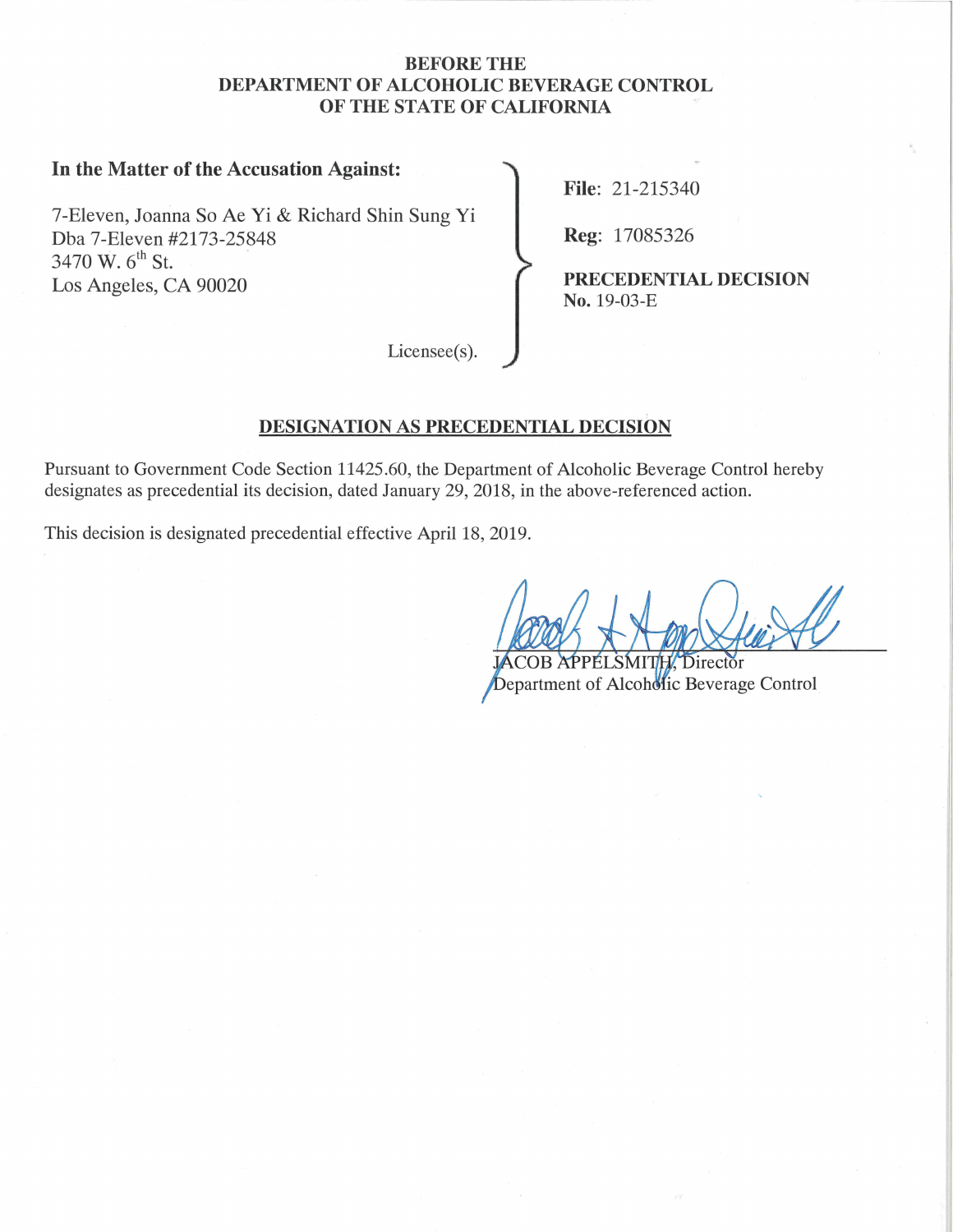**BEFORE THE**
**DEPARTMENT OF ALCOHOLIC BEVERAGE CONTROL**
**OF THE STATE OF CALIFORNIA**

**In the Matter of the Accusation Against:**

7-Eleven, Joanna So Ae Yi & Richard Shin Sung Yi
Dba 7-Eleven #2173-25848
3470 W. 6th St.
Los Angeles, CA 90020

Licensee(s).

**File**: 21-215340

**Reg**: 17085326

**PRECEDENTIAL DECISION**
**No.** 19-03-E

## DESIGNATION AS PRECEDENTIAL DECISION

Pursuant to Government Code Section 11425.60, the Department of Alcoholic Beverage Control hereby designates as precedential its decision, dated January 29, 2018, in the above-referenced action.

This decision is designated precedential effective April 18, 2019.

JACOB APPELSMITH, Director
Department of Alcoholic Beverage Control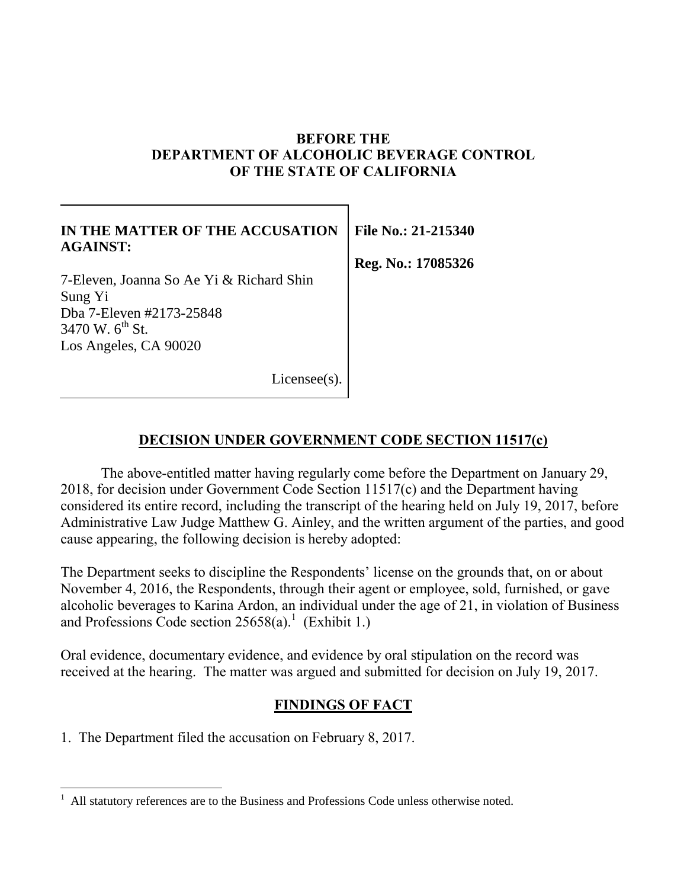**BEFORE THE**
**DEPARTMENT OF ALCOHOLIC BEVERAGE CONTROL**
**OF THE STATE OF CALIFORNIA**

| **IN THE MATTER OF THE ACCUSATION AGAINST:**<br><br>7-Eleven, Joanna So Ae Yi & Richard Shin Sung Yi<br>Dba 7-Eleven #2173-25848<br>3470 W. 6th St.<br>Los Angeles, CA 90020<br><br>Licensee(s). | **File No.: 21-215340**<br><br>**Reg. No.: 17085326** |
| --- | --- |

## DECISION UNDER GOVERNMENT CODE SECTION 11517(c)

The above-entitled matter having regularly come before the Department on January 29, 2018, for decision under Government Code Section 11517(c) and the Department having considered its entire record, including the transcript of the hearing held on July 19, 2017, before Administrative Law Judge Matthew G. Ainley, and the written argument of the parties, and good cause appearing, the following decision is hereby adopted:

The Department seeks to discipline the Respondents' license on the grounds that, on or about November 4, 2016, the Respondents, through their agent or employee, sold, furnished, or gave alcoholic beverages to Karina Ardon, an individual under the age of 21, in violation of Business and Professions Code section 25658(a).[1] (Exhibit 1.)

Oral evidence, documentary evidence, and evidence by oral stipulation on the record was received at the hearing. The matter was argued and submitted for decision on July 19, 2017.

## FINDINGS OF FACT

1. The Department filed the accusation on February 8, 2017.

[1] All statutory references are to the Business and Professions Code unless otherwise noted.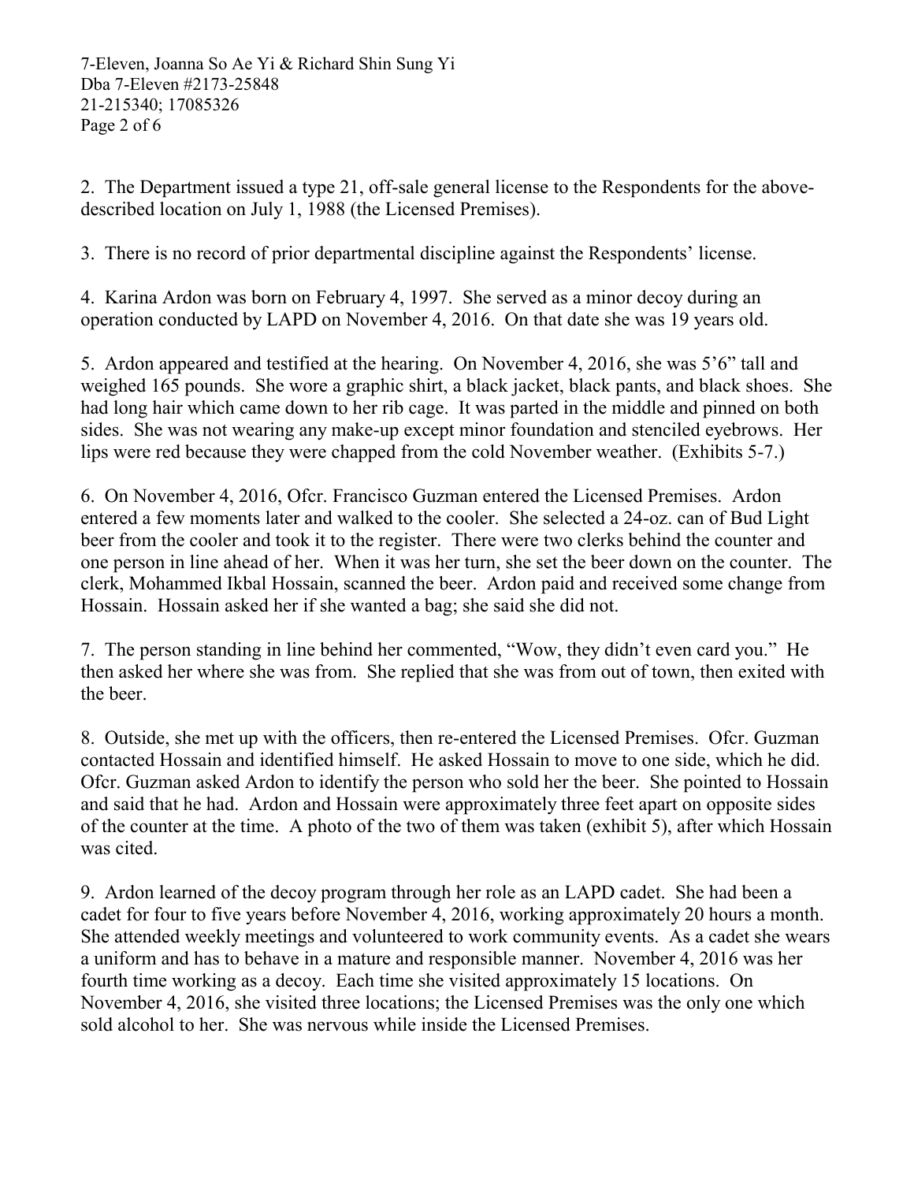2. The Department issued a type 21, off-sale general license to the Respondents for the above-described location on July 1, 1988 (the Licensed Premises).

3. There is no record of prior departmental discipline against the Respondents' license.

4. Karina Ardon was born on February 4, 1997. She served as a minor decoy during an operation conducted by LAPD on November 4, 2016. On that date she was 19 years old.

5. Ardon appeared and testified at the hearing. On November 4, 2016, she was 5'6" tall and weighed 165 pounds. She wore a graphic shirt, a black jacket, black pants, and black shoes. She had long hair which came down to her rib cage. It was parted in the middle and pinned on both sides. She was not wearing any make-up except minor foundation and stenciled eyebrows. Her lips were red because they were chapped from the cold November weather. (Exhibits 5-7.)

6. On November 4, 2016, Ofcr. Francisco Guzman entered the Licensed Premises. Ardon entered a few moments later and walked to the cooler. She selected a 24-oz. can of Bud Light beer from the cooler and took it to the register. There were two clerks behind the counter and one person in line ahead of her. When it was her turn, she set the beer down on the counter. The clerk, Mohammed Ikbal Hossain, scanned the beer. Ardon paid and received some change from Hossain. Hossain asked her if she wanted a bag; she said she did not.

7. The person standing in line behind her commented, "Wow, they didn't even card you." He then asked her where she was from. She replied that she was from out of town, then exited with the beer.

8. Outside, she met up with the officers, then re-entered the Licensed Premises. Ofcr. Guzman contacted Hossain and identified himself. He asked Hossain to move to one side, which he did. Ofcr. Guzman asked Ardon to identify the person who sold her the beer. She pointed to Hossain and said that he had. Ardon and Hossain were approximately three feet apart on opposite sides of the counter at the time. A photo of the two of them was taken (exhibit 5), after which Hossain was cited.

9. Ardon learned of the decoy program through her role as an LAPD cadet. She had been a cadet for four to five years before November 4, 2016, working approximately 20 hours a month. She attended weekly meetings and volunteered to work community events. As a cadet she wears a uniform and has to behave in a mature and responsible manner. November 4, 2016 was her fourth time working as a decoy. Each time she visited approximately 15 locations. On November 4, 2016, she visited three locations; the Licensed Premises was the only one which sold alcohol to her. She was nervous while inside the Licensed Premises.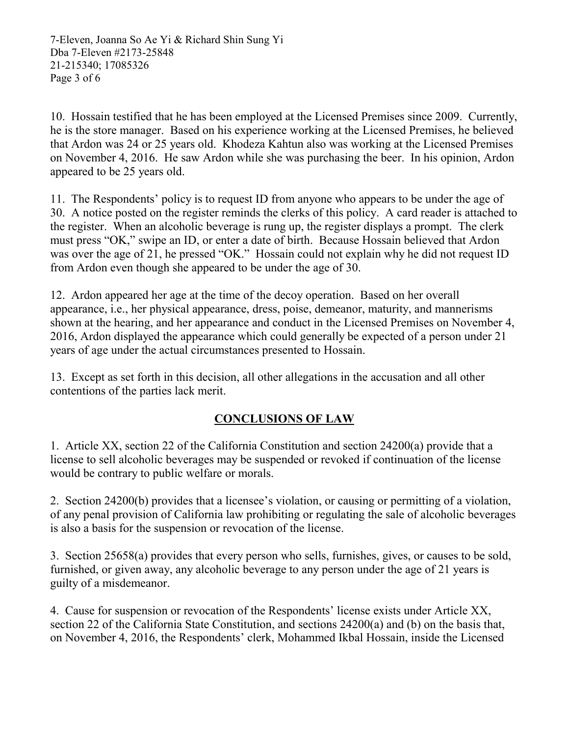10. Hossain testified that he has been employed at the Licensed Premises since 2009. Currently, he is the store manager. Based on his experience working at the Licensed Premises, he believed that Ardon was 24 or 25 years old. Khodeza Kahtun also was working at the Licensed Premises on November 4, 2016. He saw Ardon while she was purchasing the beer. In his opinion, Ardon appeared to be 25 years old.

11. The Respondents' policy is to request ID from anyone who appears to be under the age of 30. A notice posted on the register reminds the clerks of this policy. A card reader is attached to the register. When an alcoholic beverage is rung up, the register displays a prompt. The clerk must press "OK," swipe an ID, or enter a date of birth. Because Hossain believed that Ardon was over the age of 21, he pressed "OK." Hossain could not explain why he did not request ID from Ardon even though she appeared to be under the age of 30.

12. Ardon appeared her age at the time of the decoy operation. Based on her overall appearance, i.e., her physical appearance, dress, poise, demeanor, maturity, and mannerisms shown at the hearing, and her appearance and conduct in the Licensed Premises on November 4, 2016, Ardon displayed the appearance which could generally be expected of a person under 21 years of age under the actual circumstances presented to Hossain.

13. Except as set forth in this decision, all other allegations in the accusation and all other contentions of the parties lack merit.

## CONCLUSIONS OF LAW

1. Article XX, section 22 of the California Constitution and section 24200(a) provide that a license to sell alcoholic beverages may be suspended or revoked if continuation of the license would be contrary to public welfare or morals.

2. Section 24200(b) provides that a licensee's violation, or causing or permitting of a violation, of any penal provision of California law prohibiting or regulating the sale of alcoholic beverages is also a basis for the suspension or revocation of the license.

3. Section 25658(a) provides that every person who sells, furnishes, gives, or causes to be sold, furnished, or given away, any alcoholic beverage to any person under the age of 21 years is guilty of a misdemeanor.

4. Cause for suspension or revocation of the Respondents' license exists under Article XX, section 22 of the California State Constitution, and sections 24200(a) and (b) on the basis that, on November 4, 2016, the Respondents' clerk, Mohammed Ikbal Hossain, inside the Licensed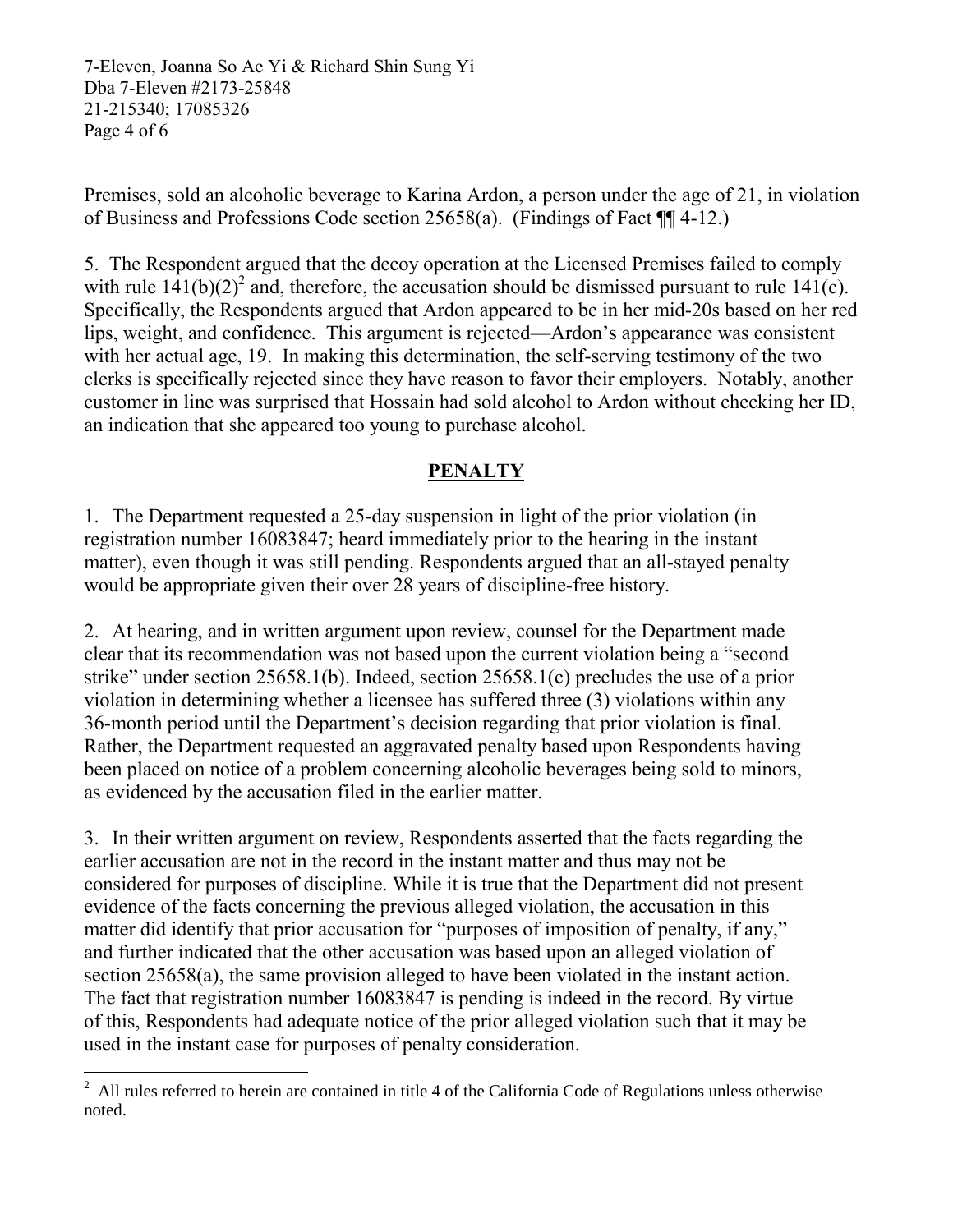Premises, sold an alcoholic beverage to Karina Ardon, a person under the age of 21, in violation of Business and Professions Code section 25658(a). (Findings of Fact ¶¶ 4-12.)

5. The Respondent argued that the decoy operation at the Licensed Premises failed to comply with rule 141(b)(2)[2] and, therefore, the accusation should be dismissed pursuant to rule 141(c). Specifically, the Respondents argued that Ardon appeared to be in her mid-20s based on her red lips, weight, and confidence. This argument is rejected—Ardon's appearance was consistent with her actual age, 19. In making this determination, the self-serving testimony of the two clerks is specifically rejected since they have reason to favor their employers. Notably, another customer in line was surprised that Hossain had sold alcohol to Ardon without checking her ID, an indication that she appeared too young to purchase alcohol.

## PENALTY

1. The Department requested a 25-day suspension in light of the prior violation (in registration number 16083847; heard immediately prior to the hearing in the instant matter), even though it was still pending. Respondents argued that an all-stayed penalty would be appropriate given their over 28 years of discipline-free history.

2. At hearing, and in written argument upon review, counsel for the Department made clear that its recommendation was not based upon the current violation being a "second strike" under section 25658.1(b). Indeed, section 25658.1(c) precludes the use of a prior violation in determining whether a licensee has suffered three (3) violations within any 36-month period until the Department's decision regarding that prior violation is final. Rather, the Department requested an aggravated penalty based upon Respondents having been placed on notice of a problem concerning alcoholic beverages being sold to minors, as evidenced by the accusation filed in the earlier matter.

3. In their written argument on review, Respondents asserted that the facts regarding the earlier accusation are not in the record in the instant matter and thus may not be considered for purposes of discipline. While it is true that the Department did not present evidence of the facts concerning the previous alleged violation, the accusation in this matter did identify that prior accusation for "purposes of imposition of penalty, if any," and further indicated that the other accusation was based upon an alleged violation of section 25658(a), the same provision alleged to have been violated in the instant action. The fact that registration number 16083847 is pending is indeed in the record. By virtue of this, Respondents had adequate notice of the prior alleged violation such that it may be used in the instant case for purposes of penalty consideration.

[2] All rules referred to herein are contained in title 4 of the California Code of Regulations unless otherwise noted.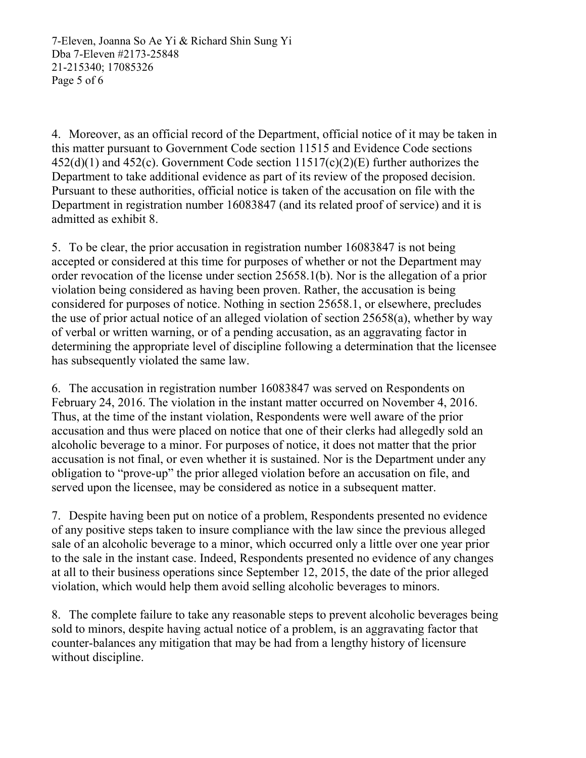4. Moreover, as an official record of the Department, official notice of it may be taken in this matter pursuant to Government Code section 11515 and Evidence Code sections 452(d)(1) and 452(c). Government Code section 11517(c)(2)(E) further authorizes the Department to take additional evidence as part of its review of the proposed decision. Pursuant to these authorities, official notice is taken of the accusation on file with the Department in registration number 16083847 (and its related proof of service) and it is admitted as exhibit 8.

5. To be clear, the prior accusation in registration number 16083847 is not being accepted or considered at this time for purposes of whether or not the Department may order revocation of the license under section 25658.1(b). Nor is the allegation of a prior violation being considered as having been proven. Rather, the accusation is being considered for purposes of notice. Nothing in section 25658.1, or elsewhere, precludes the use of prior actual notice of an alleged violation of section 25658(a), whether by way of verbal or written warning, or of a pending accusation, as an aggravating factor in determining the appropriate level of discipline following a determination that the licensee has subsequently violated the same law.

6. The accusation in registration number 16083847 was served on Respondents on February 24, 2016. The violation in the instant matter occurred on November 4, 2016. Thus, at the time of the instant violation, Respondents were well aware of the prior accusation and thus were placed on notice that one of their clerks had allegedly sold an alcoholic beverage to a minor. For purposes of notice, it does not matter that the prior accusation is not final, or even whether it is sustained. Nor is the Department under any obligation to "prove-up" the prior alleged violation before an accusation on file, and served upon the licensee, may be considered as notice in a subsequent matter.

7. Despite having been put on notice of a problem, Respondents presented no evidence of any positive steps taken to insure compliance with the law since the previous alleged sale of an alcoholic beverage to a minor, which occurred only a little over one year prior to the sale in the instant case. Indeed, Respondents presented no evidence of any changes at all to their business operations since September 12, 2015, the date of the prior alleged violation, which would help them avoid selling alcoholic beverages to minors.

8. The complete failure to take any reasonable steps to prevent alcoholic beverages being sold to minors, despite having actual notice of a problem, is an aggravating factor that counter-balances any mitigation that may be had from a lengthy history of licensure without discipline.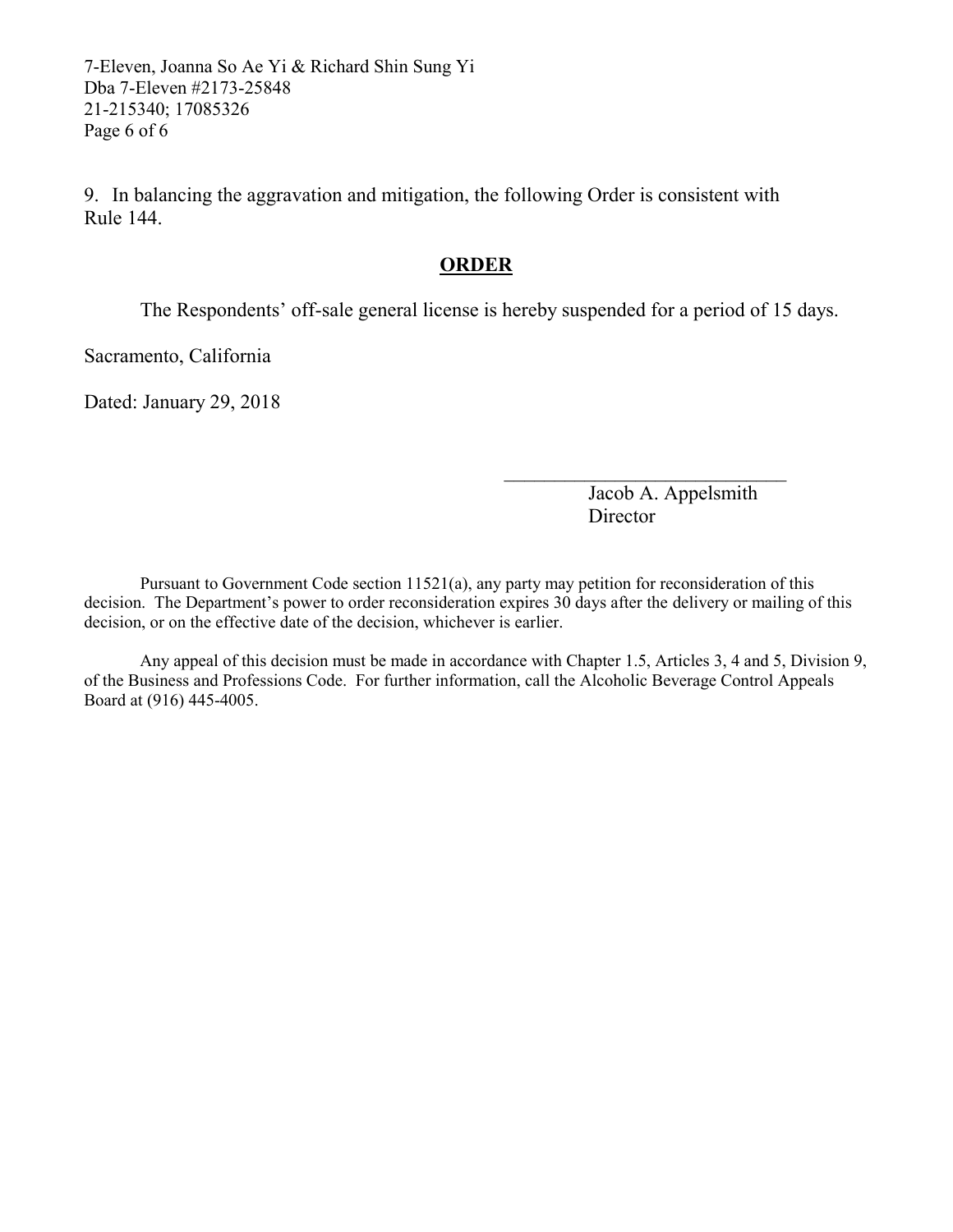9. In balancing the aggravation and mitigation, the following Order is consistent with Rule 144.

## ORDER

The Respondents' off-sale general license is hereby suspended for a period of 15 days.

Sacramento, California

Dated: January 29, 2018

\_\_\_\_\_\_\_\_\_\_\_\_\_\_\_\_\_\_\_\_\_\_\_\_\_\_\_\_\_\_

Jacob A. Appelsmith  
Director

Pursuant to Government Code section 11521(a), any party may petition for reconsideration of this decision. The Department's power to order reconsideration expires 30 days after the delivery or mailing of this decision, or on the effective date of the decision, whichever is earlier.

Any appeal of this decision must be made in accordance with Chapter 1.5, Articles 3, 4 and 5, Division 9, of the Business and Professions Code. For further information, call the Alcoholic Beverage Control Appeals Board at (916) 445-4005.